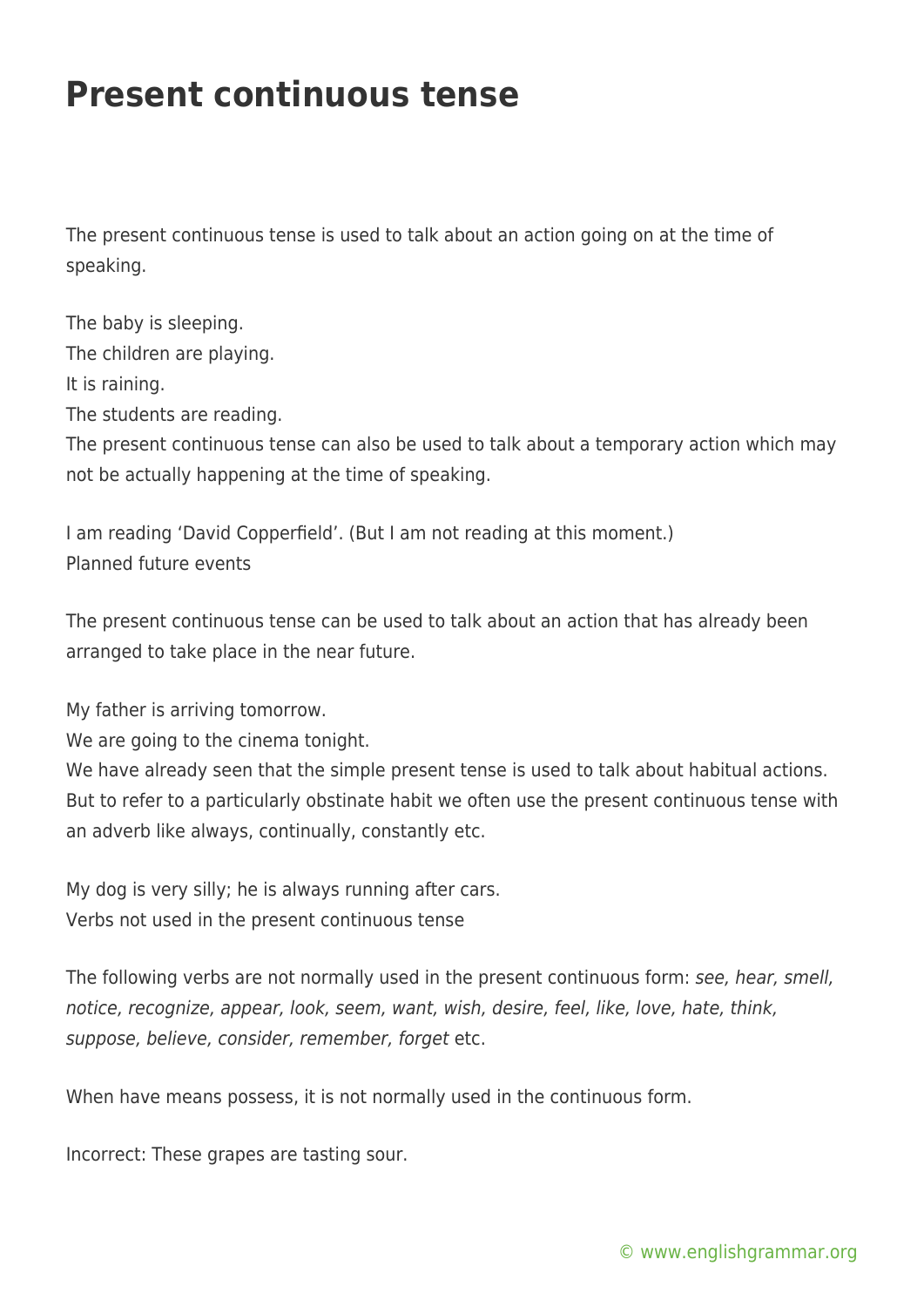# Present continuous tense

The present continuous tense is used to talk about an action going on at the time of speaking.

The baby is sleeping.
The children are playing.
It is raining.
The students are reading.
The present continuous tense can also be used to talk about a temporary action which may not be actually happening at the time of speaking.

I am reading 'David Copperfield'. (But I am not reading at this moment.)
Planned future events

The present continuous tense can be used to talk about an action that has already been arranged to take place in the near future.

My father is arriving tomorrow.
We are going to the cinema tonight.
We have already seen that the simple present tense is used to talk about habitual actions. But to refer to a particularly obstinate habit we often use the present continuous tense with an adverb like always, continually, constantly etc.

My dog is very silly; he is always running after cars.
Verbs not used in the present continuous tense

The following verbs are not normally used in the present continuous form: *see, hear, smell, notice, recognize, appear, look, seem, want, wish, desire, feel, like, love, hate, think, suppose, believe, consider, remember, forget* etc.

When have means possess, it is not normally used in the continuous form.

Incorrect: These grapes are tasting sour.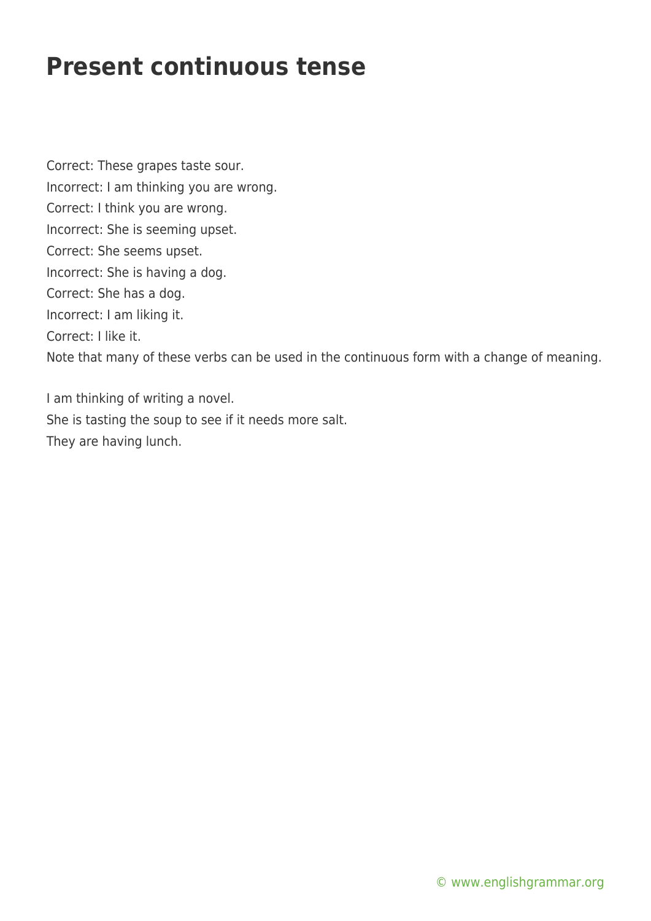# Present continuous tense

Correct: These grapes taste sour.

Incorrect: I am thinking you are wrong.

Correct: I think you are wrong.

Incorrect: She is seeming upset.

Correct: She seems upset.

Incorrect: She is having a dog.

Correct: She has a dog.

Incorrect: I am liking it.

Correct: I like it.

Note that many of these verbs can be used in the continuous form with a change of meaning.

I am thinking of writing a novel.

She is tasting the soup to see if it needs more salt.

They are having lunch.